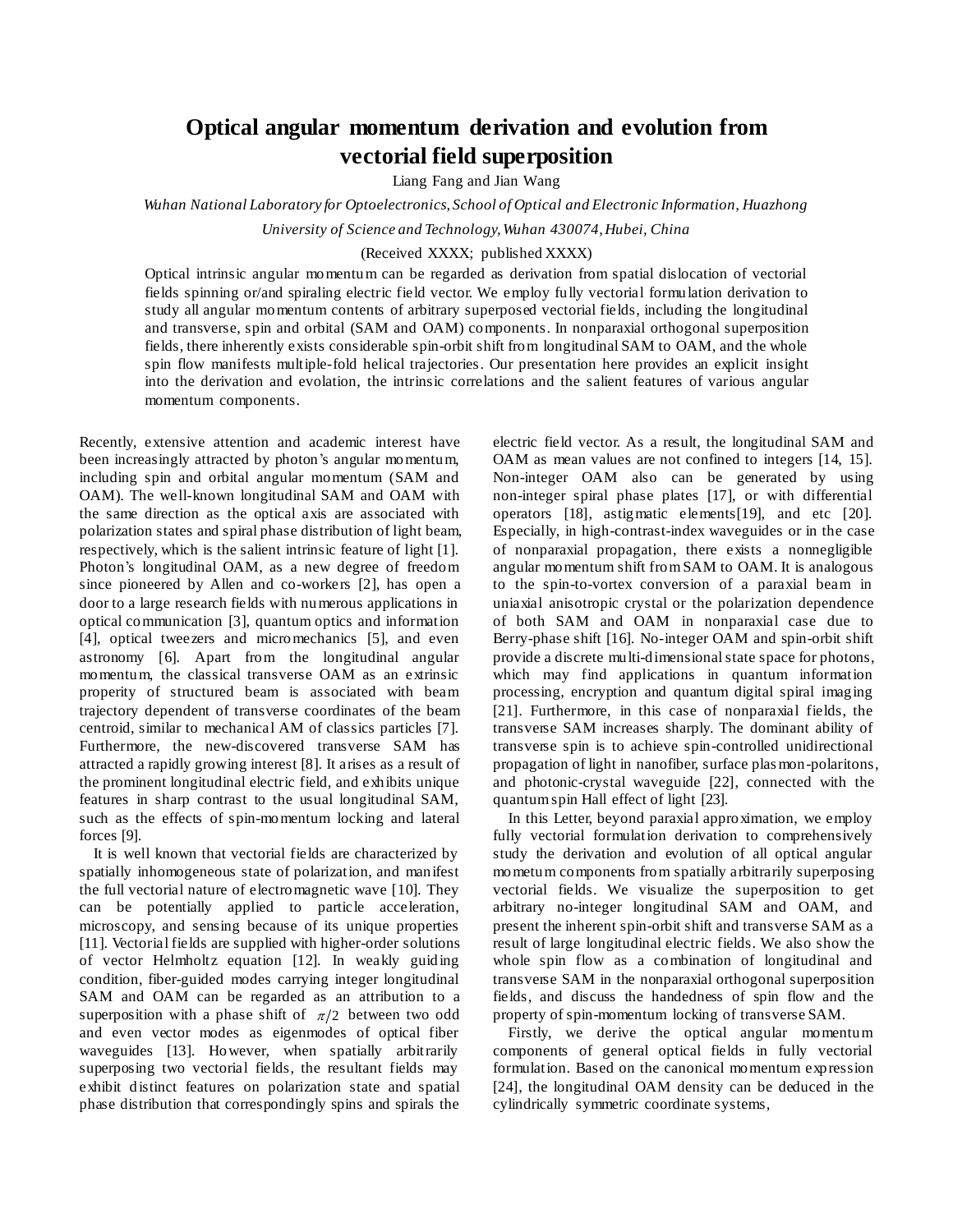# Optical angular momentum derivation and evolution from vectorial field superposition

Liang Fang and Jian Wang

*Wuhan National Laboratory for Optoelectronics, School of Optical and Electronic Information, Huazhong University of Science and Technology, Wuhan 430074, Hubei, China*

(Received XXXX; published XXXX)

Optical intrinsic angular momentum can be regarded as derivation from spatial dislocation of vectorial fields spinning or/and spiraling electric field vector. We employ fully vectorial formulation derivation to study all angular momentum contents of arbitrary superposed vectorial fields, including the longitudinal and transverse, spin and orbital (SAM and OAM) components. In nonparaxial orthogonal superposition fields, there inherently exists considerable spin-orbit shift from longitudinal SAM to OAM, and the whole spin flow manifests multiple-fold helical trajectories. Our presentation here provides an explicit insight into the derivation and evolation, the intrinsic correlations and the salient features of various angular momentum components.

Recently, extensive attention and academic interest have been increasingly attracted by photon's angular momentum, including spin and orbital angular momentum (SAM and OAM). The well-known longitudinal SAM and OAM with the same direction as the optical axis are associated with polarization states and spiral phase distribution of light beam, respectively, which is the salient intrinsic feature of light [1]. Photon's longitudinal OAM, as a new degree of freedom since pioneered by Allen and co-workers [2], has open a door to a large research fields with numerous applications in optical communication [3], quantum optics and information [4], optical tweezers and micromechanics [5], and even astronomy [6]. Apart from the longitudinal angular momentum, the classical transverse OAM as an extrinsic property of structured beam is associated with beam trajectory dependent of transverse coordinates of the beam centroid, similar to mechanical AM of classics particles [7]. Furthermore, the new-discovered transverse SAM has attracted a rapidly growing interest [8]. It arises as a result of the prominent longitudinal electric field, and exhibits unique features in sharp contrast to the usual longitudinal SAM, such as the effects of spin-momentum locking and lateral forces [9].

It is well known that vectorial fields are characterized by spatially inhomogeneous state of polarization, and manifest the full vectorial nature of electromagnetic wave [10]. They can be potentially applied to particle acceleration, microscopy, and sensing because of its unique properties [11]. Vectorial fields are supplied with higher-order solutions of vector Helmholtz equation [12]. In weakly guiding condition, fiber-guided modes carrying integer longitudinal SAM and OAM can be regarded as an attribution to a superposition with a phase shift of $\pi/2$ between two odd and even vector modes as eigenmodes of optical fiber waveguides [13]. However, when spatially arbitrarily superposing two vectorial fields, the resultant fields may exhibit distinct features on polarization state and spatial phase distribution that correspondingly spins and spirals the electric field vector. As a result, the longitudinal SAM and OAM as mean values are not confined to integers [14, 15]. Non-integer OAM also can be generated by using non-integer spiral phase plates [17], or with differential operators [18], astigmatic elements[19], and etc [20]. Especially, in high-contrast-index waveguides or in the case of nonparaxial propagation, there exists a nonnegligible angular momentum shift from SAM to OAM. It is analogous to the spin-to-vortex conversion of a paraxial beam in uniaxial anisotropic crystal or the polarization dependence of both SAM and OAM in nonparaxial case due to Berry-phase shift [16]. No-integer OAM and spin-orbit shift provide a discrete multi-dimensional state space for photons, which may find applications in quantum information processing, encryption and quantum digital spiral imaging [21]. Furthermore, in this case of nonparaxial fields, the transverse SAM increases sharply. The dominant ability of transverse spin is to achieve spin-controlled unidirectional propagation of light in nanofiber, surface plasmon-polaritons, and photonic-crystal waveguide [22], connected with the quantum spin Hall effect of light [23].

In this Letter, beyond paraxial approximation, we employ fully vectorial formulation derivation to comprehensively study the derivation and evolution of all optical angular mometum components from spatially arbitrarily superposing vectorial fields. We visualize the superposition to get arbitrary no-integer longitudinal SAM and OAM, and present the inherent spin-orbit shift and transverse SAM as a result of large longitudinal electric fields. We also show the whole spin flow as a combination of longitudinal and transverse SAM in the nonparaxial orthogonal superposition fields, and discuss the handedness of spin flow and the property of spin-momentum locking of transverse SAM.

Firstly, we derive the optical angular momentum components of general optical fields in fully vectorial formulation. Based on the canonical momentum expression [24], the longitudinal OAM density can be deduced in the cylindrically symmetric coordinate systems,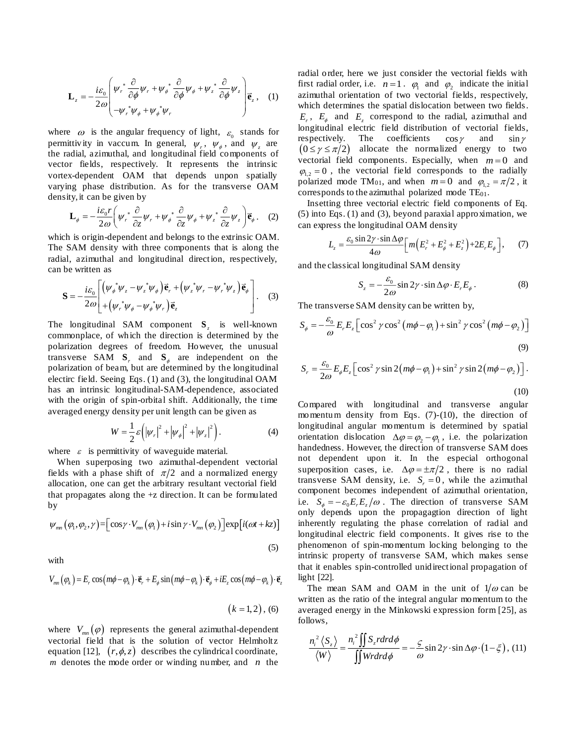$$\mathbf{L}_z = -\frac{i\varepsilon_0}{2\omega}\begin{pmatrix} \psi_r^* \frac{\partial}{\partial\phi}\psi_r + \psi_\phi^* \frac{\partial}{\partial\phi}\psi_\phi + \psi_z^* \frac{\partial}{\partial\phi}\psi_z \\ -\psi_r^*\psi_\phi + \psi_\phi^*\psi_r \end{pmatrix}\vec{\mathbf{e}}_z, \quad (1)$$

where $\omega$ is the angular frequency of light, $\varepsilon_0$ stands for permittivity in vaccum. In general, $\psi_r$, $\psi_\phi$, and $\psi_z$ are the radial, azimuthal, and longitudinal field components of vector fields, respectively. It represents the intrinsic vortex-dependent OAM that depends unpon spatially varying phase distribution. As for the transverse OAM density, it can be given by

$$\mathbf{L}_\phi = -\frac{i\varepsilon_0 r}{2\omega}\left(\psi_r^* \frac{\partial}{\partial z}\psi_r + \psi_\phi^* \frac{\partial}{\partial z}\psi_\phi + \psi_z^* \frac{\partial}{\partial z}\psi_z\right)\vec{\mathbf{e}}_\phi. \quad (2)$$

which is origin-dependent and belongs to the extrinsic OAM. The SAM density with three components that is along the radial, azimuthal and longitudinal direction, respectively, can be written as

$$\mathbf{S} = -\frac{i\varepsilon_0}{2\omega}\begin{bmatrix} \left(\psi_\phi^*\psi_z - \psi_z^*\psi_\phi\right)\vec{\mathbf{e}}_r + \left(\psi_z^*\psi_r - \psi_r^*\psi_z\right)\vec{\mathbf{e}}_\phi \\ + \left(\psi_r^*\psi_\phi - \psi_\phi^*\psi_r\right)\vec{\mathbf{e}}_z \end{bmatrix}. \quad (3)$$

The longitudinal SAM component $\mathbf{S}_z$ is well-known commonplace, of which the direction is determined by the polarization degrees of freedom. However, the unusual transverse SAM $\mathbf{S}_r$ and $\mathbf{S}_\phi$ are independent on the polarization of beam, but are determined by the longitudinal electirc field. Seeing Eqs. (1) and (3), the longitudinal OAM has an intrinsic longitudinal-SAM-dependence, associated with the origin of spin-orbital shift. Additionally, the time averaged energy density per unit length can be given as

$$W = \frac{1}{2}\varepsilon\left(\left|\psi_r\right|^2 + \left|\psi_\phi\right|^2 + \left|\psi_z\right|^2\right). \quad (4)$$

where $\varepsilon$ is permittivity of waveguide material.

When superposing two azimuthal-dependent vectorial fields with a phase shift of $\pi/2$ and a normalized energy allocation, one can get the arbitrary resultant vectorial field that propagates along the +z direction. It can be formulated by

$$\psi_{mn}\left(\varphi_1,\varphi_2,\gamma\right) = \left[\cos\gamma\cdot V_{mn}\left(\varphi_1\right) + i\sin\gamma\cdot V_{mn}\left(\varphi_2\right)\right]\exp\left[i(\omega t + kz)\right] \quad (5)$$

with

$$V_{mn}\left(\varphi_k\right) = E_r\cos\left(m\phi - \varphi_k\right)\cdot\vec{\mathbf{e}}_r + E_\phi\sin\left(m\phi - \varphi_k\right)\cdot\vec{\mathbf{e}}_\phi + iE_z\cos\left(m\phi - \varphi_k\right)\cdot\vec{\mathbf{e}}_z \quad \left(k = 1,2\right), (6)$$

where $V_{mn}(\varphi)$ represents the general azimuthal-dependent vectorial field that is the solution of vector Helmholtz equation [12], $(r,\phi,z)$ describes the cylindrical coordinate, $m$ denotes the mode order or winding number, and $n$ the radial order, here we just consider the vectorial fields with first radial order, i.e. $n=1$. $\varphi_1$ and $\varphi_2$ indicate the initial azimuthal orientation of two vectorial fields, respectively, which determines the spatial dislocation between two fields. $E_r$, $E_\phi$ and $E_z$ correspond to the radial, azimuthal and longitudinal electric field distribution of vectorial fields, respectively. The coefficients $\cos\gamma$ and $\sin\gamma$ $(0 \le \gamma \le \pi/2)$ allocate the normalized energy to two vectorial field components. Especially, when $m=0$ and $\varphi_{1,2}=0$, the vectorial field corresponds to the radially polarized mode TM01, and when $m=0$ and $\varphi_{1,2}=\pi/2$, it corresponds to the azimuthal polarized mode TE01.

Insetting three vectorial electric field components of Eq. (5) into Eqs. (1) and (3), beyond paraxial approximation, we can express the longitudinal OAM density

$$L_z = \frac{\varepsilon_0 \sin 2\gamma\cdot\sin\Delta\varphi}{4\omega}\left[m\left(E_r^2 + E_\phi^2 + E_z^2\right) + 2E_rE_\phi\right], \quad (7)$$

and the classical longitudinal SAM density

$$S_z = -\frac{\varepsilon_0}{2\omega}\sin 2\gamma\cdot\sin\Delta\varphi\cdot E_rE_\phi. \quad (8)$$

The transverse SAM density can be written by,

$$S_\phi = -\frac{\varepsilon_0}{\omega}E_rE_z\left[\cos^2\gamma\cos^2\left(m\phi - \varphi_1\right) + \sin^2\gamma\cos^2\left(m\phi - \varphi_2\right)\right] \quad (9)$$

$$S_r = \frac{\varepsilon_0}{2\omega}E_\phi E_z\left[\cos^2\gamma\sin 2\left(m\phi - \varphi_1\right) + \sin^2\gamma\sin 2\left(m\phi - \varphi_2\right)\right]. \quad (10)$$

Compared with longitudinal and transverse angular momentum density from Eqs. (7)-(10), the direction of longitudinal angular momentum is determined by spatial orientation dislocation $\Delta\varphi = \varphi_2 - \varphi_1$, i.e. the polarization handedness. However, the direction of transverse SAM does not dependent upon it. In the especial orthogonal superposition cases, i.e. $\Delta\varphi = \pm\pi/2$, there is no radial transverse SAM density, i.e. $S_r = 0$, while the azimuthal component becomes independent of azimuthal orientation, i.e. $S_\phi = -\varepsilon_0 E_r E_z/\omega$. The direction of transverse SAM only depends upon the propagagtion direction of light inherently regulating the phase correlation of radial and longitudinal electric field components. It gives rise to the phenomenon of spin-momentum locking belonging to the intrinsic property of transverse SAM, which makes sense that it enables spin-controlled unidirectional propagation of light [22].

The mean SAM and OAM in the unit of $1/\omega$ can be written as the ratio of the integral angular momentum to the averaged energy in the Minkowski expression form [25], as follows,

$$\frac{n_i^2\langle S_z\rangle}{\langle W\rangle} = \frac{n_i^2\iint S_z r dr d\phi}{\iint W r dr d\phi} = -\frac{\varsigma}{\omega}\sin 2\gamma\cdot\sin\Delta\varphi\cdot\left(1-\xi\right), \quad (11)$$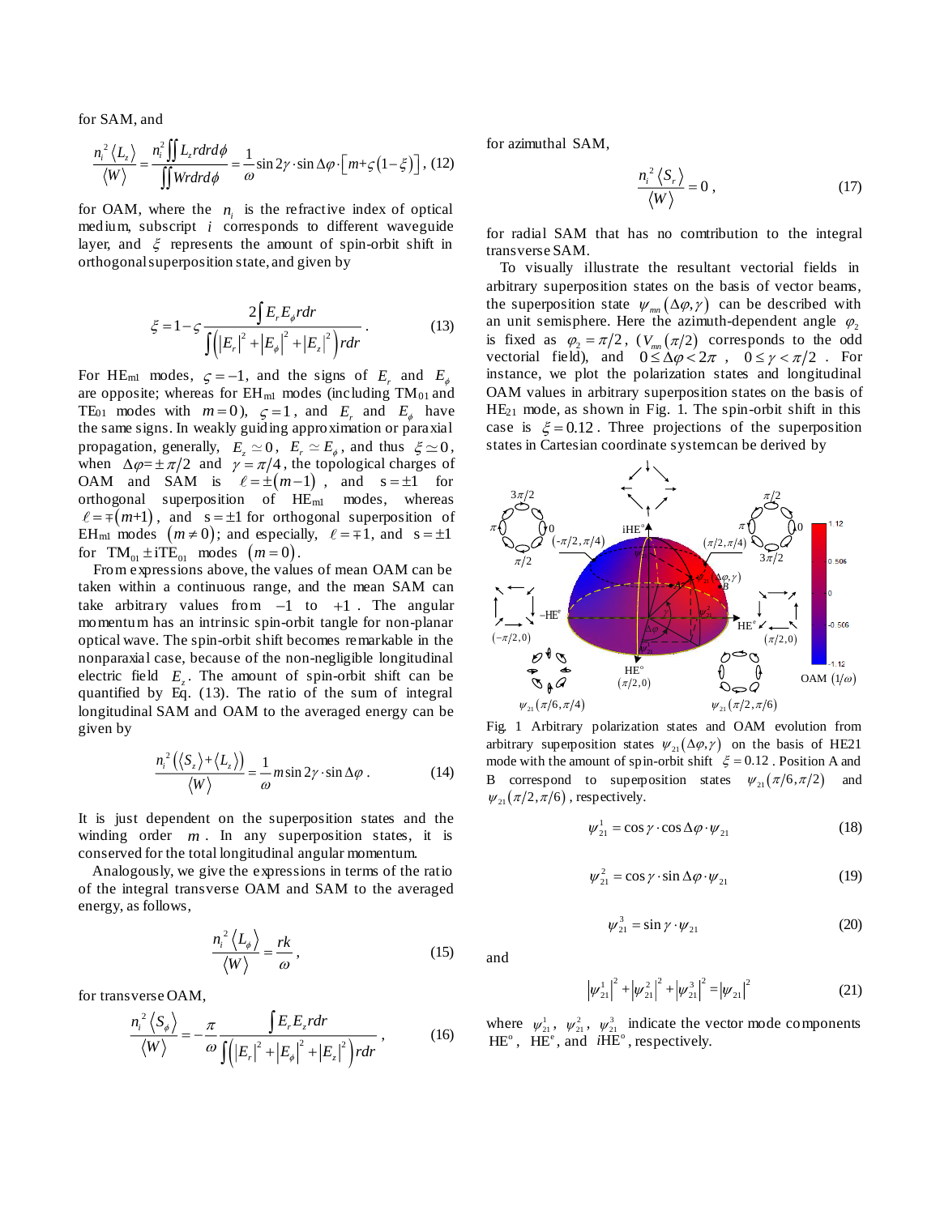for SAM, and

$$\frac{n_i^2\langle L_z\rangle}{\langle W\rangle}=\frac{n_i^2\iint L_z r dr d\phi}{\iint W r dr d\phi}=\frac{1}{\omega}\sin 2\gamma\cdot\sin\Delta\varphi\cdot\left[m+\varsigma(1-\xi)\right],\ (12)$$

for OAM, where the $n_i$ is the refractive index of optical medium, subscript $i$ corresponds to different waveguide layer, and $\xi$ represents the amount of spin-orbit shift in orthogonal superposition state, and given by

$$\xi=1-\varsigma\frac{2\int E_r E_\phi r dr}{\int\left(\left|E_r\right|^2+\left|E_\phi\right|^2+\left|E_z\right|^2\right)r dr}. \quad (13)$$

For HE$_{ml}$ modes, $\varsigma=-1$, and the signs of $E_r$ and $E_\phi$ are opposite; whereas for EH$_{ml}$ modes (including TM$_{01}$ and TE$_{01}$ modes with $m=0$), $\varsigma=1$, and $E_r$ and $E_\phi$ have the same signs. In weakly guiding approximation or paraxial propagation, generally, $E_z\simeq 0$, $E_r\simeq E_\phi$, and thus $\xi\simeq 0$, when $\Delta\varphi=\pm\pi/2$ and $\gamma=\pi/4$, the topological charges of OAM and SAM is $\ell=\pm(m-1)$, and $s=\pm 1$ for orthogonal superposition of HE$_{ml}$ modes, whereas $\ell=\mp(m+1)$, and $s=\pm 1$ for orthogonal superposition of EH$_{ml}$ modes $(m\neq 0)$; and especially, $\ell=\mp 1$, and $s=\pm 1$ for $\mathrm{TM}_{01}\pm i\mathrm{TE}_{01}$ modes $(m=0)$.

From expressions above, the values of mean OAM can be taken within a continuous range, and the mean SAM can take arbitrary values from $-1$ to $+1$. The angular momentum has an intrinsic spin-orbit tangle for non-planar optical wave. The spin-orbit shift becomes remarkable in the nonparaxial case, because of the non-negligible longitudinal electric field $E_z$. The amount of spin-orbit shift can be quantified by Eq. (13). The ratio of the sum of integral longitudinal SAM and OAM to the averaged energy can be given by

$$\frac{n_i^2\left(\langle S_z\rangle+\langle L_z\rangle\right)}{\langle W\rangle}=\frac{1}{\omega}m\sin 2\gamma\cdot\sin\Delta\varphi. \quad (14)$$

It is just dependent on the superposition states and the winding order $m$. In any superposition states, it is conserved for the total longitudinal angular momentum.

Analogously, we give the expressions in terms of the ratio of the integral transverse OAM and SAM to the averaged energy, as follows,

$$\frac{n_i^2\langle L_\phi\rangle}{\langle W\rangle}=\frac{rk}{\omega}, \quad (15)$$

for transverse OAM,

$$\frac{n_i^2\langle S_\phi\rangle}{\langle W\rangle}=-\frac{\pi}{\omega}\frac{\int E_r E_z r dr}{\int\left(\left|E_r\right|^2+\left|E_\phi\right|^2+\left|E_z\right|^2\right)r dr}, \quad (16)$$

for azimuthal SAM,

$$\frac{n_i^2\langle S_r\rangle}{\langle W\rangle}=0, \quad (17)$$

for radial SAM that has no comtribution to the integral transverse SAM.

To visually illustrate the resultant vectorial fields in arbitrary superposition states on the basis of vector beams, the superposition state $\psi_{mn}(\Delta\varphi,\gamma)$ can be described with an unit semisphere. Here the azimuth-dependent angle $\varphi_2$ is fixed as $\varphi_2=\pi/2$, ($V_{mn}(\pi/2)$ corresponds to the odd vectorial field), and $0\le\Delta\varphi<2\pi$, $0\le\gamma<\pi/2$. For instance, we plot the polarization states and longitudinal OAM values in arbitrary superposition states on the basis of HE$_{21}$ mode, as shown in Fig. 1. The spin-orbit shift in this case is $\xi=0.12$. Three projections of the superposition states in Cartesian coordinate system can be derived by

Fig. 1 Arbitrary polarization states and OAM evolution from arbitrary superposition states $\psi_{21}(\Delta\varphi,\gamma)$ on the basis of HE21 mode with the amount of spin-orbit shift $\xi=0.12$. Position A and B correspond to superposition states $\psi_{21}(\pi/6,\pi/2)$ and $\psi_{21}(\pi/2,\pi/6)$, respectively.

$$\psi_{21}^1=\cos\gamma\cdot\cos\Delta\varphi\cdot\psi_{21} \quad (18)$$

$$\psi_{21}^2=\cos\gamma\cdot\sin\Delta\varphi\cdot\psi_{21} \quad (19)$$

$$\psi_{21}^3=\sin\gamma\cdot\psi_{21} \quad (20)$$

and

$$\left|\psi_{21}^1\right|^2+\left|\psi_{21}^2\right|^2+\left|\psi_{21}^3\right|^2=\left|\psi_{21}\right|^2 \quad (21)$$

where $\psi_{21}^1$, $\psi_{21}^2$, $\psi_{21}^3$ indicate the vector mode components $\mathrm{HE}^{o}$, $\mathrm{HE}^{e}$, and $i\mathrm{HE}^{o}$, respectively.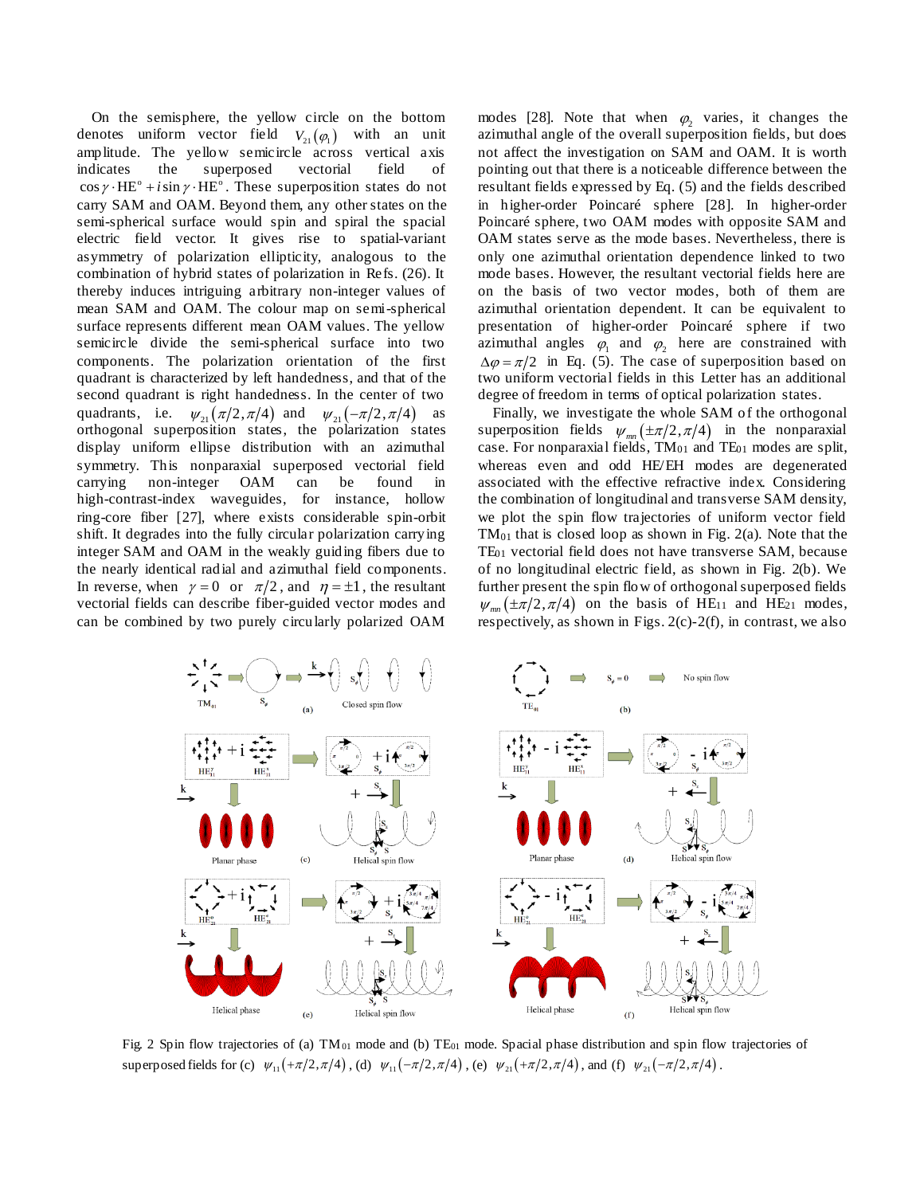On the semisphere, the yellow circle on the bottom denotes uniform vector field $V_{21}(\varphi_1)$ with an unit amplitude. The yellow semicircle across vertical axis indicates the superposed vectorial field of $\cos\gamma \cdot \mathrm{HE}^{\mathrm{o}} + i\sin\gamma \cdot \mathrm{HE}^{\mathrm{o}}$. These superposition states do not carry SAM and OAM. Beyond them, any other states on the semi-spherical surface would spin and spiral the spatial electric field vector. It gives rise to spatial-variant asymmetry of polarization ellipticity, analogous to the combination of hybrid states of polarization in Refs. (26). It thereby induces intriguing arbitrary non-integer values of mean SAM and OAM. The colour map on semi-spherical surface represents different mean OAM values. The yellow semicircle divide the semi-spherical surface into two components. The polarization orientation of the first quadrant is characterized by left handedness, and that of the second quadrant is right handedness. In the center of two quadrants, i.e. $\psi_{21}(\pi/2,\pi/4)$ and $\psi_{21}(-\pi/2,\pi/4)$ as orthogonal superposition states, the polarization states display uniform ellipse distribution with an azimuthal symmetry. This nonparaxial superposed vectorial field carrying non-integer OAM can be found in high-contrast-index waveguides, for instance, hollow ring-core fiber [27], where exists considerable spin-orbit shift. It degrades into the fully circular polarization carrying integer SAM and OAM in the weakly guiding fibers due to the nearly identical radial and azimuthal field components. In reverse, when $\gamma = 0$ or $\pi/2$, and $\eta = \pm 1$, the resultant vectorial fields can describe fiber-guided vector modes and can be combined by two purely circularly polarized OAM modes [28]. Note that when $\varphi_2$ varies, it changes the azimuthal angle of the overall superposition fields, but does not affect the investigation on SAM and OAM. It is worth pointing out that there is a noticeable difference between the resultant fields expressed by Eq. (5) and the fields described in higher-order Poincaré sphere [28]. In higher-order Poincaré sphere, two OAM modes with opposite SAM and OAM states serve as the mode bases. Nevertheless, there is only one azimuthal orientation dependence linked to two mode bases. However, the resultant vectorial fields here are on the basis of two vector modes, both of them are azimuthal orientation dependent. It can be equivalent to presentation of higher-order Poincaré sphere if two azimuthal angles $\varphi_1$ and $\varphi_2$ here are constrained with $\Delta\varphi = \pi/2$ in Eq. (5). The case of superposition based on two uniform vectorial fields in this Letter has an additional degree of freedom in terms of optical polarization states.

Finally, we investigate the whole SAM of the orthogonal superposition fields $\psi_{mn}(\pm\pi/2,\pi/4)$ in the nonparaxial case. For nonparaxial fields, TM01 and TE01 modes are split, whereas even and odd HE/EH modes are degenerated associated with the effective refractive index. Considering the combination of longitudinal and transverse SAM density, we plot the spin flow trajectories of uniform vector field TM01 that is closed loop as shown in Fig. 2(a). Note that the TE01 vectorial field does not have transverse SAM, because of no longitudinal electric field, as shown in Fig. 2(b). We further present the spin flow of orthogonal superposed fields $\psi_{mn}(\pm\pi/2,\pi/4)$ on the basis of HE11 and HE21 modes, respectively, as shown in Figs. 2(c)-2(f), in contrast, we also

Fig. 2 Spin flow trajectories of (a) TM01 mode and (b) TE01 mode. Spacial phase distribution and spin flow trajectories of superposed fields for (c) $\psi_{11}(+\pi/2,\pi/4)$, (d) $\psi_{11}(-\pi/2,\pi/4)$, (e) $\psi_{21}(+\pi/2,\pi/4)$, and (f) $\psi_{21}(-\pi/2,\pi/4)$.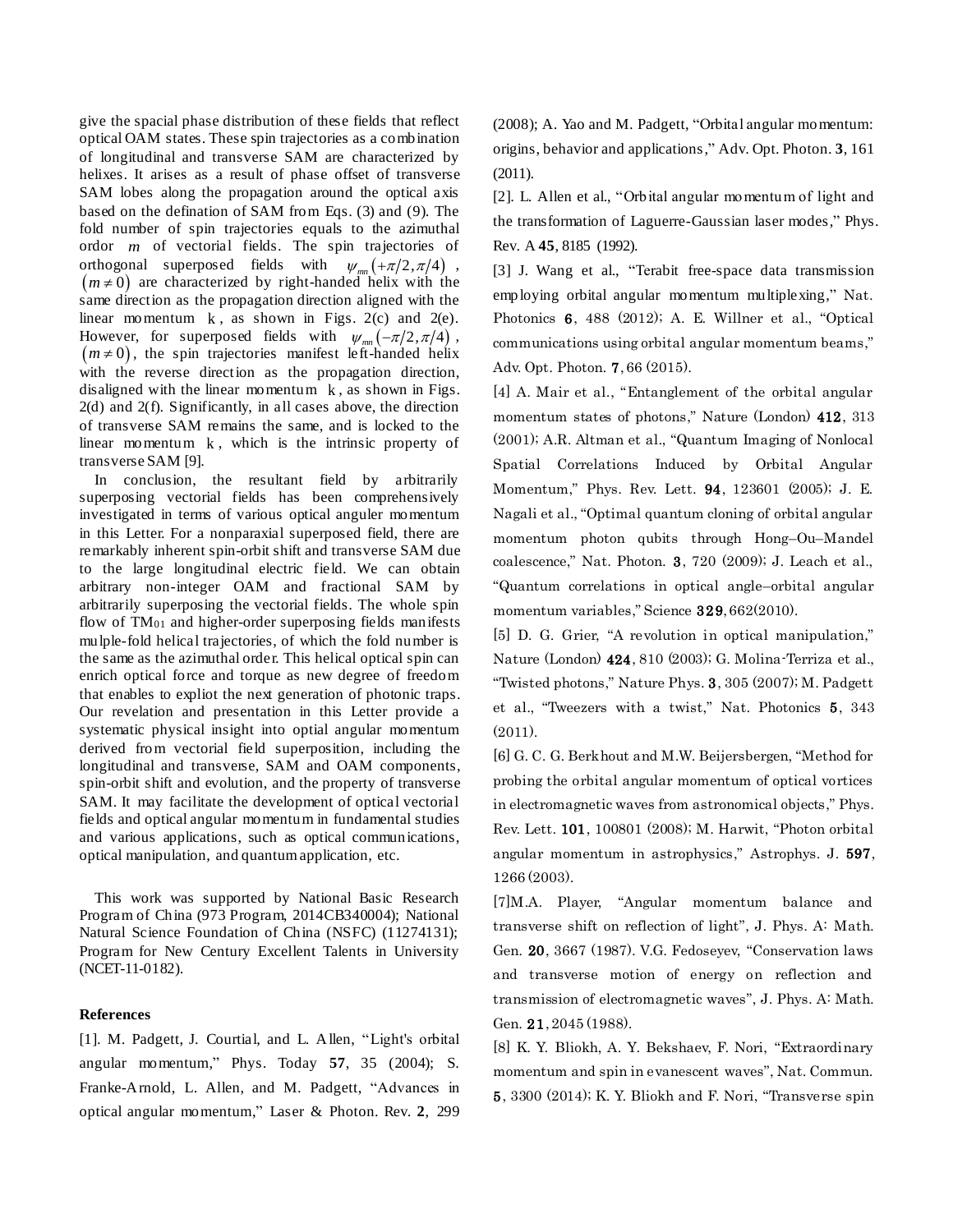give the spacial phase distribution of these fields that reflect optical OAM states. These spin trajectories as a combination of longitudinal and transverse SAM are characterized by helixes. It arises as a result of phase offset of transverse SAM lobes along the propagation around the optical axis based on the defination of SAM from Eqs. (3) and (9). The fold number of spin trajectories equals to the azimuthal ordor $m$ of vectorial fields. The spin trajectories of orthogonal superposed fields with $\psi_{mn}(+\pi/2,\pi/4)$, $(m\neq 0)$ are characterized by right-handed helix with the same direction as the propagation direction aligned with the linear momentum $\mathrm{k}$, as shown in Figs. 2(c) and 2(e). However, for superposed fields with $\psi_{mn}(-\pi/2,\pi/4)$, $(m\neq 0)$, the spin trajectories manifest left-handed helix with the reverse direction as the propagation direction, disaligned with the linear momentum $\mathrm{k}$, as shown in Figs. 2(d) and 2(f). Significantly, in all cases above, the direction of transverse SAM remains the same, and is locked to the linear momentum $\mathrm{k}$, which is the intrinsic property of transverse SAM [9].

In conclusion, the resultant field by arbitrarily superposing vectorial fields has been comprehensively investigated in terms of various optical anguler momentum in this Letter. For a nonparaxial superposed field, there are remarkably inherent spin-orbit shift and transverse SAM due to the large longitudinal electric field. We can obtain arbitrary non-integer OAM and fractional SAM by arbitrarily superposing the vectorial fields. The whole spin flow of $TM_{01}$ and higher-order superposing fields manifests mulple-fold helical trajectories, of which the fold number is the same as the azimuthal order. This helical optical spin can enrich optical force and torque as new degree of freedom that enables to exploit the next generation of photonic traps. Our revelation and presentation in this Letter provide a systematic physical insight into optial angular momentum derived from vectorial field superposition, including the longitudinal and transverse, SAM and OAM components, spin-orbit shift and evolution, and the property of transverse SAM. It may facilitate the development of optical vectorial fields and optical angular momentum in fundamental studies and various applications, such as optical communications, optical manipulation, and quantum application, etc.

This work was supported by National Basic Research Program of China (973 Program, 2014CB340004); National Natural Science Foundation of China (NSFC) (11274131); Program for New Century Excellent Talents in University (NCET-11-0182).

**References**

[1]. M. Padgett, J. Courtial, and L. Allen, "Light's orbital angular momentum," Phys. Today **57**, 35 (2004); S. Franke-Arnold, L. Allen, and M. Padgett, "Advances in optical angular momentum," Laser & Photon. Rev. **2**, 299 (2008); A. Yao and M. Padgett, "Orbital angular momentum: origins, behavior and applications," Adv. Opt. Photon. **3**, 161 (2011).

[2]. L. Allen et al., "Orbital angular momentum of light and the transformation of Laguerre-Gaussian laser modes," Phys. Rev. A **45**, 8185 (1992).

[3] J. Wang et al., "Terabit free-space data transmission employing orbital angular momentum multiplexing," Nat. Photonics **6**, 488 (2012); A. E. Willner et al., "Optical communications using orbital angular momentum beams," Adv. Opt. Photon. **7**, 66 (2015).

[4] A. Mair et al., "Entanglement of the orbital angular momentum states of photons," Nature (London) **412**, 313 (2001); A.R. Altman et al., "Quantum Imaging of Nonlocal Spatial Correlations Induced by Orbital Angular Momentum," Phys. Rev. Lett. **94**, 123601 (2005); J. E. Nagali et al., "Optimal quantum cloning of orbital angular momentum photon qubits through Hong–Ou–Mandel coalescence," Nat. Photon. **3**, 720 (2009); J. Leach et al., "Quantum correlations in optical angle–orbital angular momentum variables," Science **329**, 662(2010).

[5] D. G. Grier, "A revolution in optical manipulation," Nature (London) **424**, 810 (2003); G. Molina-Terriza et al., "Twisted photons," Nature Phys. **3**, 305 (2007); M. Padgett et al., "Tweezers with a twist," Nat. Photonics **5**, 343 (2011).

[6] G. C. G. Berkhout and M.W. Beijersbergen, "Method for probing the orbital angular momentum of optical vortices in electromagnetic waves from astronomical objects," Phys. Rev. Lett. **101**, 100801 (2008); M. Harwit, "Photon orbital angular momentum in astrophysics," Astrophys. J. **597**, 1266 (2003).

[7]M.A. Player, "Angular momentum balance and transverse shift on reflection of light", J. Phys. A: Math. Gen. **20**, 3667 (1987). V.G. Fedoseyev, "Conservation laws and transverse motion of energy on reflection and transmission of electromagnetic waves", J. Phys. A: Math. Gen. **21**, 2045 (1988).

[8] K. Y. Bliokh, A. Y. Bekshaev, F. Nori, "Extraordinary momentum and spin in evanescent waves", Nat. Commun. **5**, 3300 (2014); K. Y. Bliokh and F. Nori, "Transverse spin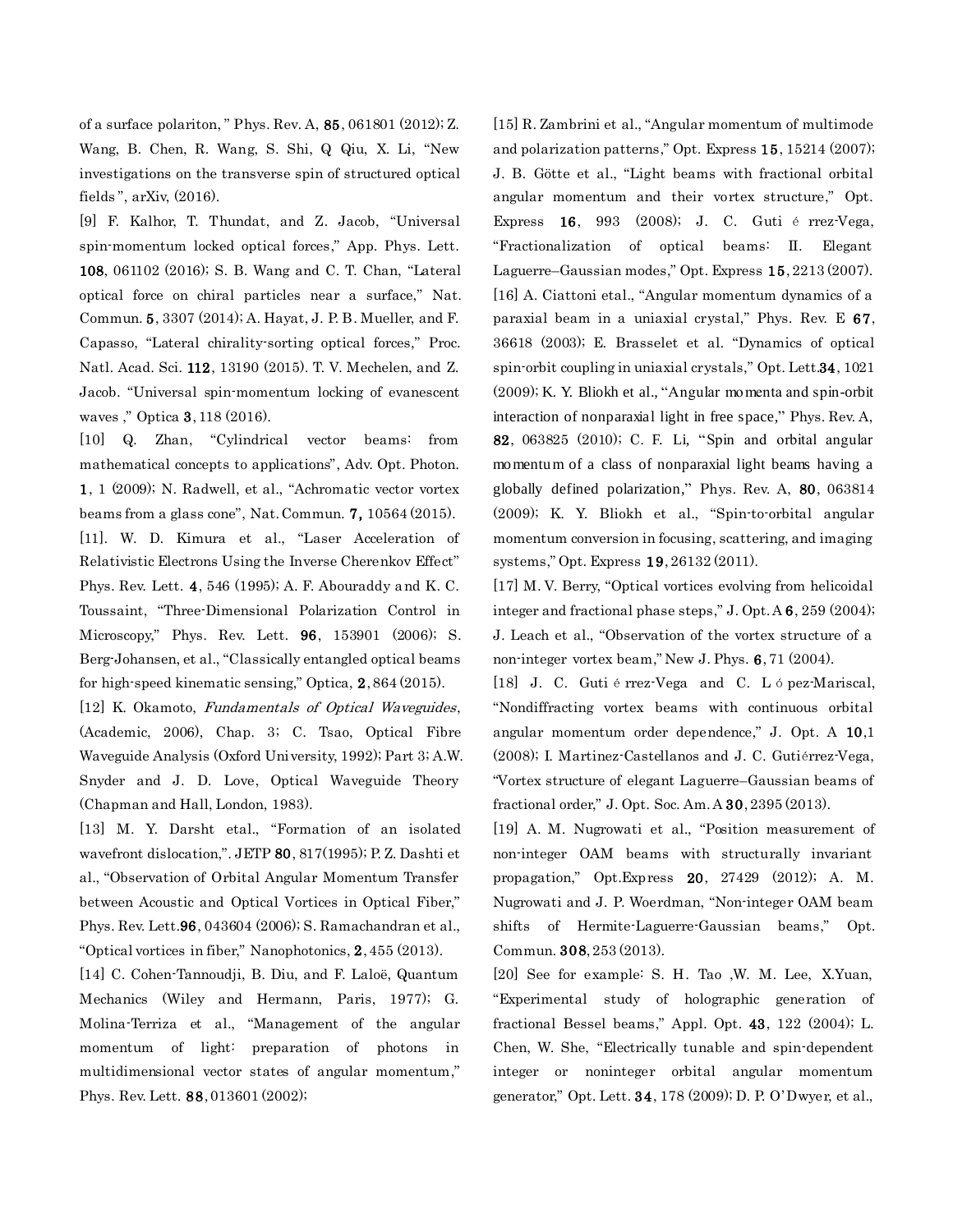of a surface polariton, " Phys. Rev. A, **85**, 061801 (2012); Z. Wang, B. Chen, R. Wang, S. Shi, Q Qiu, X. Li, "New investigations on the transverse spin of structured optical fields ", arXiv, (2016).

[9] F. Kalhor, T. Thundat, and Z. Jacob, "Universal spin-momentum locked optical forces," App. Phys. Lett. **108**, 061102 (2016); S. B. Wang and C. T. Chan, "Lateral optical force on chiral particles near a surface," Nat. Commun. **5**, 3307 (2014); A. Hayat, J. P. B. Mueller, and F. Capasso, "Lateral chirality-sorting optical forces," Proc. Natl. Acad. Sci. **112**, 13190 (2015). T. V. Mechelen, and Z. Jacob. "Universal spin-momentum locking of evanescent waves ," Optica **3**, 118 (2016).

[10] Q. Zhan, "Cylindrical vector beams: from mathematical concepts to applications", Adv. Opt. Photon. **1**, 1 (2009); N. Radwell, et al., "Achromatic vector vortex beams from a glass cone", Nat. Commun. **7,** 10564 (2015).

[11]. W. D. Kimura et al., "Laser Acceleration of Relativistic Electrons Using the Inverse Cherenkov Effect" Phys. Rev. Lett. **4**, 546 (1995); A. F. Abouraddy and K. C. Toussaint, "Three-Dimensional Polarization Control in Microscopy," Phys. Rev. Lett. **96**, 153901 (2006); S. Berg-Johansen, et al., "Classically entangled optical beams for high-speed kinematic sensing," Optica, **2**, 864 (2015).

[12] K. Okamoto, *Fundamentals of Optical Waveguides*, (Academic, 2006), Chap. 3; C. Tsao, Optical Fibre Waveguide Analysis (Oxford University, 1992); Part 3; A.W. Snyder and J. D. Love, Optical Waveguide Theory (Chapman and Hall, London, 1983).

[13] M. Y. Darsht etal., "Formation of an isolated wavefront dislocation,". JETP **80**, 817(1995); P. Z. Dashti et al., "Observation of Orbital Angular Momentum Transfer between Acoustic and Optical Vortices in Optical Fiber," Phys. Rev. Lett.**96**, 043604 (2006); S. Ramachandran et al., "Optical vortices in fiber," Nanophotonics, **2**, 455 (2013).

[14] C. Cohen-Tannoudji, B. Diu, and F. Laloë, Quantum Mechanics (Wiley and Hermann, Paris, 1977); G. Molina-Terriza et al., "Management of the angular momentum of light: preparation of photons in multidimensional vector states of angular momentum," Phys. Rev. Lett. **88**, 013601 (2002);

[15] R. Zambrini et al., "Angular momentum of multimode and polarization patterns," Opt. Express **15**, 15214 (2007); J. B. Götte et al., "Light beams with fractional orbital angular momentum and their vortex structure," Opt. Express **16**, 993 (2008); J. C. Gutiérrez-Vega, "Fractionalization of optical beams: II. Elegant Laguerre–Gaussian modes," Opt. Express **15**, 2213 (2007).

[16] A. Ciattoni etal., "Angular momentum dynamics of a paraxial beam in a uniaxial crystal," Phys. Rev. E **67**, 36618 (2003); E. Brasselet et al. "Dynamics of optical spin-orbit coupling in uniaxial crystals," Opt. Lett.**34**, 1021 (2009); K. Y. Bliokh et al., "Angular momenta and spin-orbit interaction of nonparaxial light in free space," Phys. Rev. A, **82**, 063825 (2010); C. F. Li, "Spin and orbital angular momentum of a class of nonparaxial light beams having a globally defined polarization," Phys. Rev. A, **80**, 063814 (2009); K. Y. Bliokh et al., "Spin-to-orbital angular momentum conversion in focusing, scattering, and imaging systems," Opt. Express **19**, 26132 (2011).

[17] M. V. Berry, "Optical vortices evolving from helicoidal integer and fractional phase steps," J. Opt. A **6**, 259 (2004); J. Leach et al., "Observation of the vortex structure of a non-integer vortex beam," New J. Phys. **6**, 71 (2004).

[18] J. C. Gutiérrez-Vega and C. López-Mariscal, "Nondiffracting vortex beams with continuous orbital angular momentum order dependence," J. Opt. A **10**,1 (2008); I. Martinez-Castellanos and J. C. Gutiérrez-Vega, "Vortex structure of elegant Laguerre–Gaussian beams of fractional order," J. Opt. Soc. Am. A **30**, 2395 (2013).

[19] A. M. Nugrowati et al., "Position measurement of non-integer OAM beams with structurally invariant propagation," Opt.Express **20**, 27429 (2012); A. M. Nugrowati and J. P. Woerdman, "Non-integer OAM beam shifts of Hermite-Laguerre-Gaussian beams," Opt. Commun. **308**, 253 (2013).

[20] See for example: S. H. Tao ,W. M. Lee, X.Yuan, "Experimental study of holographic generation of fractional Bessel beams," Appl. Opt. **43**, 122 (2004); L. Chen, W. She, "Electrically tunable and spin-dependent integer or noninteger orbital angular momentum generator," Opt. Lett. **34**, 178 (2009); D. P. O'Dwyer, et al.,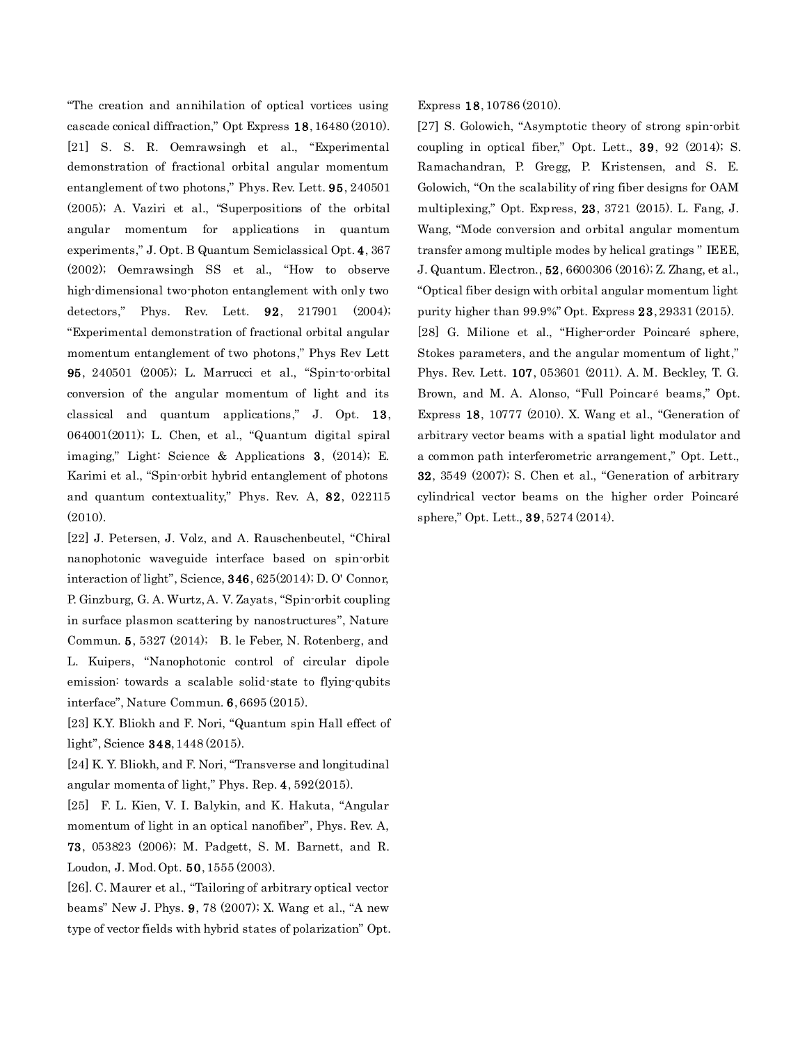"The creation and annihilation of optical vortices using cascade conical diffraction," Opt Express **18**, 16480 (2010).

[21] S. S. R. Oemrawsingh et al., "Experimental demonstration of fractional orbital angular momentum entanglement of two photons," Phys. Rev. Lett. **95**, 240501 (2005); A. Vaziri et al., "Superpositions of the orbital angular momentum for applications in quantum experiments," J. Opt. B Quantum Semiclassical Opt. **4**, 367 (2002); Oemrawsingh SS et al., "How to observe high-dimensional two-photon entanglement with only two detectors," Phys. Rev. Lett. **92**, 217901 (2004); "Experimental demonstration of fractional orbital angular momentum entanglement of two photons," Phys Rev Lett **95**, 240501 (2005); L. Marrucci et al., "Spin-to-orbital conversion of the angular momentum of light and its classical and quantum applications," J. Opt. **13**, 064001(2011); L. Chen, et al., "Quantum digital spiral imaging," Light: Science & Applications **3**, (2014); E. Karimi et al., "Spin-orbit hybrid entanglement of photons and quantum contextuality," Phys. Rev. A, **82**, 022115 (2010).

[22] J. Petersen, J. Volz, and A. Rauschenbeutel, "Chiral nanophotonic waveguide interface based on spin-orbit interaction of light", Science, **346**, 625(2014); D. O' Connor, P. Ginzburg, G. A. Wurtz, A. V. Zayats, "Spin-orbit coupling in surface plasmon scattering by nanostructures", Nature Commun. **5**, 5327 (2014); B. le Feber, N. Rotenberg, and L. Kuipers, "Nanophotonic control of circular dipole emission: towards a scalable solid-state to flying-qubits interface", Nature Commun. **6**, 6695 (2015).

[23] K.Y. Bliokh and F. Nori, "Quantum spin Hall effect of light", Science **348**, 1448 (2015).

[24] K. Y. Bliokh, and F. Nori, "Transverse and longitudinal angular momenta of light," Phys. Rep. **4**, 592(2015).

[25] F. L. Kien, V. I. Balykin, and K. Hakuta, "Angular momentum of light in an optical nanofiber", Phys. Rev. A, **73**, 053823 (2006); M. Padgett, S. M. Barnett, and R. Loudon, J. Mod. Opt. **50**, 1555 (2003).

[26]. C. Maurer et al., "Tailoring of arbitrary optical vector beams" New J. Phys. **9**, 78 (2007); X. Wang et al., "A new type of vector fields with hybrid states of polarization" Opt. Express **18**, 10786 (2010).

[27] S. Golowich, "Asymptotic theory of strong spin-orbit coupling in optical fiber," Opt. Lett., **39**, 92 (2014); S. Ramachandran, P. Gregg, P. Kristensen, and S. E. Golowich, "On the scalability of ring fiber designs for OAM multiplexing," Opt. Express, **23**, 3721 (2015). L. Fang, J. Wang, "Mode conversion and orbital angular momentum transfer among multiple modes by helical gratings " IEEE, J. Quantum. Electron., **52**, 6600306 (2016); Z. Zhang, et al., "Optical fiber design with orbital angular momentum light purity higher than 99.9%" Opt. Express **23**, 29331 (2015).

[28] G. Milione et al., "Higher-order Poincaré sphere, Stokes parameters, and the angular momentum of light," Phys. Rev. Lett. **107**, 053601 (2011). A. M. Beckley, T. G. Brown, and M. A. Alonso, "Full Poincaré beams," Opt. Express **18**, 10777 (2010). X. Wang et al., "Generation of arbitrary vector beams with a spatial light modulator and a common path interferometric arrangement," Opt. Lett., **32**, 3549 (2007); S. Chen et al., "Generation of arbitrary cylindrical vector beams on the higher order Poincaré sphere," Opt. Lett., **39**, 5274 (2014).